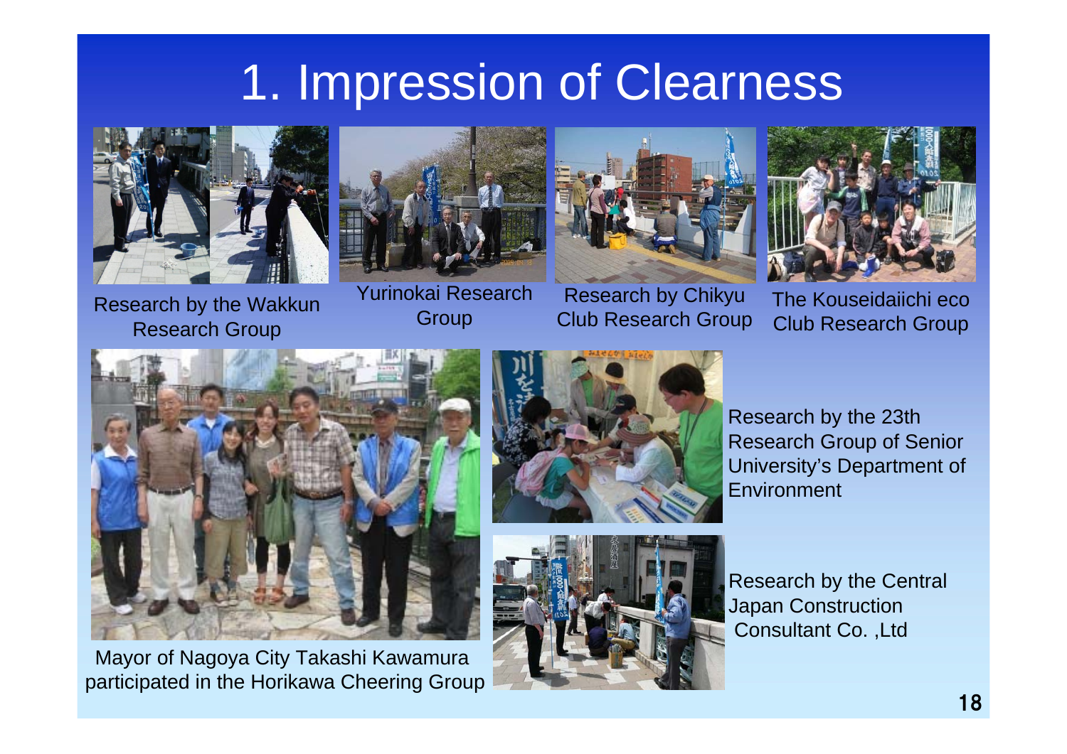# 1. Impression of Clearness

Research by the Wakkun Research Group

Yurinokai Research Group

Research by Chikyu Club Research Group

The Kouseidaiichi eco Club Research Group

Mayor of Nagoya City Takashi Kawamura participated in the Horikawa Cheering Group

Research by the 23th Research Group of Senior University's Department of Environment

Research by the Central Japan Construction Consultant Co. ,Ltd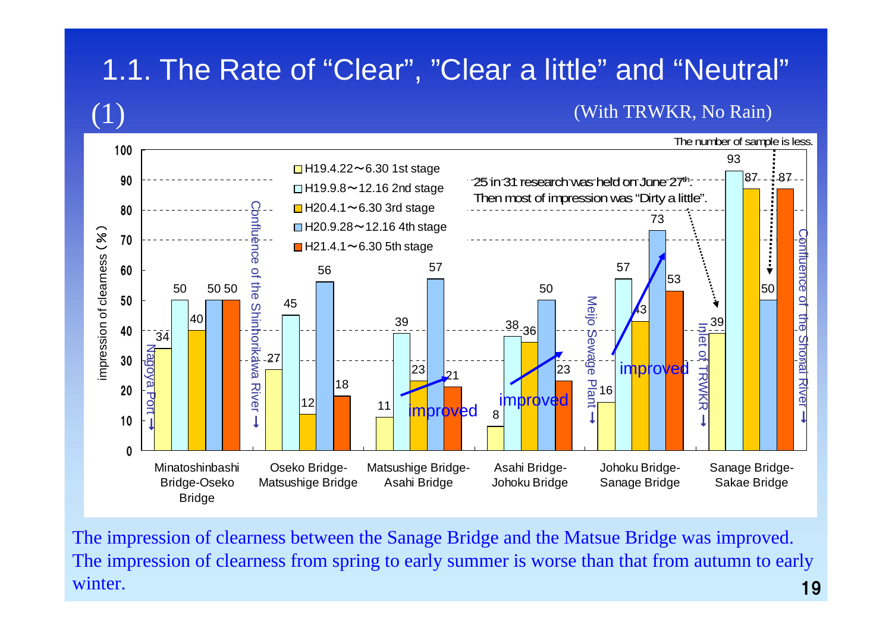# 1.1. The Rate of "Clear", "Clear a little" and "Neutral" (1)

(With TRWKR, No Rain)

impression of clearness (%)

| Section | H19.4.22～6.30 1st stage | H19.9.8～12.16 2nd stage | H20.4.1～6.30 3rd stage | H20.9.28～12.16 4th stage | H21.4.1～6.30 5th stage |
|---|---|---|---|---|---|
| Minatoshinbashi Bridge-Oseko Bridge | 34 | 50 | 40 | 50 | 50 |
| Oseko Bridge-Matsushige Bridge | 27 | 45 | 12 | 56 | 18 |
| Matsushige Bridge-Asahi Bridge | 11 | 39 | 23 | 57 | 21 |
| Asahi Bridge-Johoku Bridge | 8 | 38 | 36 | 50 | 23 |
| Johoku Bridge-Sanage Bridge | 16 | 57 | 43 | 73 | 53 |
| Sanage Bridge-Sakae Bridge | 39 | 93 | 87 | 50 | 87 |

Nagoya Port; Confluence of the Shinhorikawa River; Meijo Sewage Plant; Inlet of TRWKR; Confluence of the Shonai River

25 in 31 research was held on June 27th. Then most of impression was "Dirty a little".

The number of sample is less.

improved

The impression of clearness between the Sanage Bridge and the Matsue Bridge was improved.
The impression of clearness from spring to early summer is worse than that from autumn to early winter.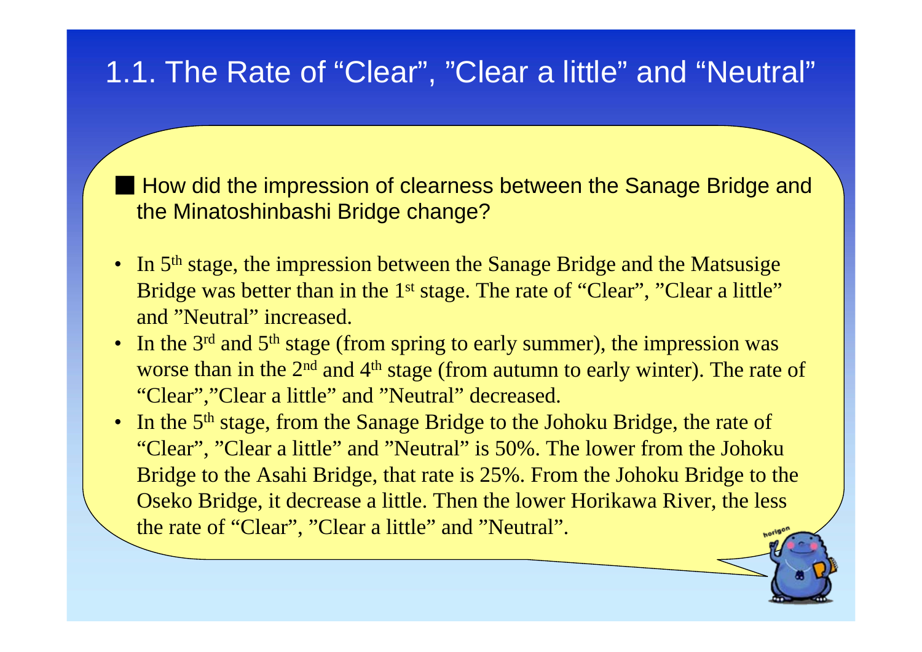# 1.1. The Rate of “Clear”, ”Clear a little” and “Neutral”

■ How did the impression of clearness between the Sanage Bridge and the Minatoshinbasi Bridge change?

- In 5th stage, the impression between the Sanage Bridge and the Matsusige Bridge was better than in the 1st stage. The rate of “Clear”, ”Clear a little” and ”Neutral” increased.
- In the 3rd and 5th stage (from spring to early summer), the impression was worse than in the 2nd and 4th stage (from autumn to early winter). The rate of “Clear”,”Clear a little” and ”Neutral” decreased.
- In the 5th stage, from the Sanage Bridge to the Johoku Bridge, the rate of “Clear”, ”Clear a little” and ”Neutral” is 50%. The lower from the Johoku Bridge to the Asahi Bridge, that rate is 25%. From the Johoku Bridge to the Oseko Bridge, it decrease a little. Then the lower Horikawa River, the less the rate of “Clear”, ”Clear a little” and ”Neutral”.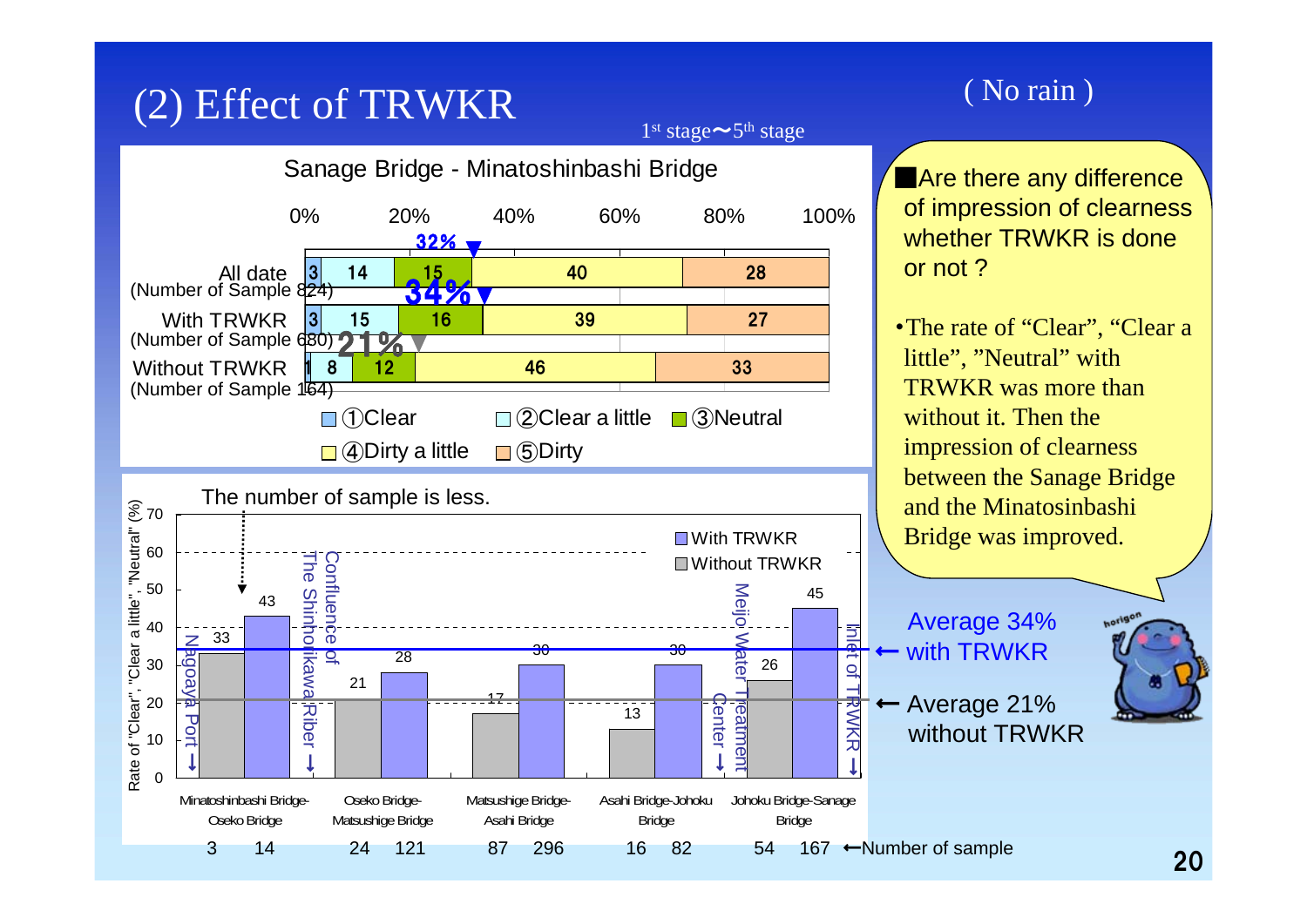# (2) Effect of TRWKR

( No rain )

1[st] stage〜5[th] stage

**Sanage Bridge - Minatoshinbashi Bridge**

| | ①Clear | ②Clear a little | ③Neutral | ④Dirty a little | ⑤Dirty |
|---|---|---|---|---|---|
| All date (Number of Sample 824) | 3 | 14 | 15 | 40 | 28 |
| With TRWKR (Number of Sample 680) | 3 | 15 | 16 | 39 | 27 |
| Without TRWKR (Number of Sample 164) | 1 | 8 | 12 | 46 | 33 |

(Cumulative ①–③: All date 32%, With TRWKR 34%, Without TRWKR 21%)

The number of sample is less.

Rate of "Clear", "Clear a little", "Neutral" (%)

| Section | Without TRWKR | With TRWKR | Number of sample (Without) | Number of sample (With) |
|---|---|---|---|---|
| Minatoshinbashi Bridge-Oseko Bridge | 33 | 43 | 3 | 14 |
| Oseko Bridge-Matsushige Bridge | 21 | 28 | 24 | 121 |
| Matsushige Bridge-Asahi Bridge | 17 | 30 | 87 | 296 |
| Asahi Bridge-Johoku Bridge | 13 | 30 | 16 | 82 |
| Johoku Bridge-Sanage Bridge | 26 | 45 | 54 | 167 |

Nagoya Port ↓ / Confluence of The Shinhorikawa Riber ↓ / Meijo Water Treatment Center ↓ / Inlet of TRWKR ↓

← Average 34% with TRWKR

← Average 21% without TRWKR

■Are there any difference of impression of clearness whether TRWKR is done or not ?

- The rate of "Clear", "Clear a little", "Neutral" with TRWKR was more than without it. Then the impression of clearness between the Sanage Bridge and the Minatosinbashi Bridge was improved.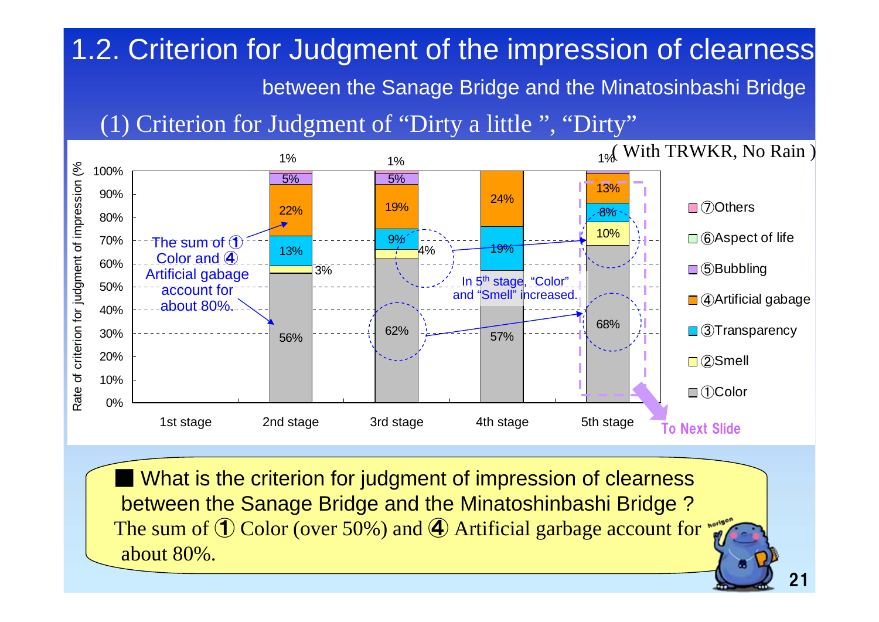# 1.2. Criterion for Judgment of the impression of clearness

between the Sanage Bridge and the Minatosinbashi Bridge

## (1) Criterion for Judgment of "Dirty a little ", "Dirty"

( With TRWKR, No Rain )

Rate of criterion for judgment of impression (%)

| Stage | ①Color | ②Smell | ③Transparency | ④Artificial gabage | ⑤Bubbling | ⑥Aspect of life | ⑦Others |
|---|---|---|---|---|---|---|---|
| 1st stage | | | | | | | |
| 2nd stage | 56% | 3% | 13% | 22% | 5% | | 1% |
| 3rd stage | 62% | 4% | 9% | 19% | 5% | | 1% |
| 4th stage | 57% | | 19% | 24% | | | |
| 5th stage | 68% | 10% | 8% | 13% | 1% | | |

The sum of ① Color and ④ Artificial gabage account for about 80%.

In 5th stage, "Color" and "Smell" increased.

To Next Slide

■ What is the criterion for judgment of impression of clearness between the Sanage Bridge and the Minatoshinbashi Bridge ?
The sum of ① Color (over 50%) and ④ Artificial garbage account for about 80%.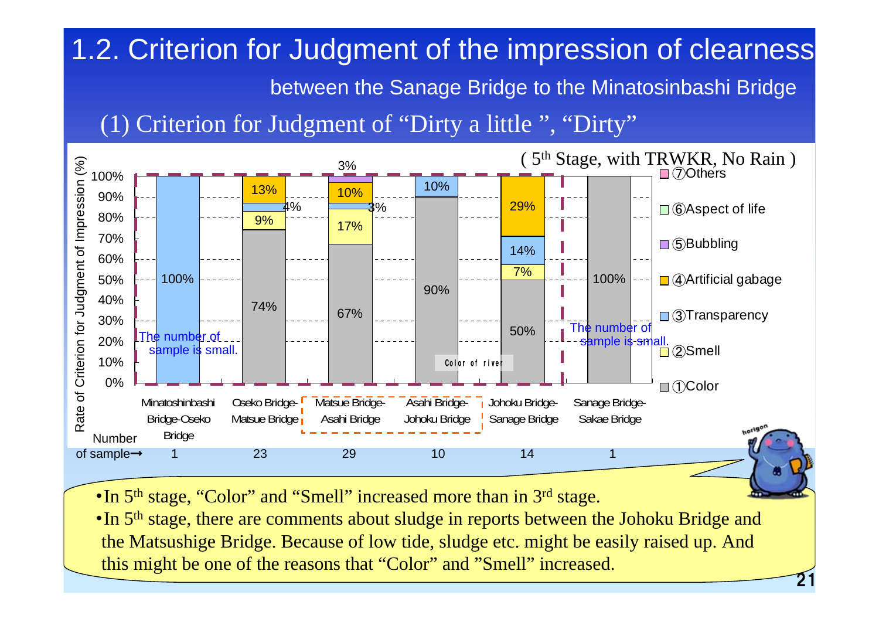# 1.2. Criterion for Judgment of the impression of clearness

between the Sanage Bridge to the Minatosinbashi Bridge

## (1) Criterion for Judgment of "Dirty a little ", "Dirty"

( 5th Stage, with TRWKR, No Rain )

Rate of Criterion for Judgment of Impression (%)

| Section | ①Color | ②Smell | ③Transparency | ④Artificial gabage | ⑤Bubbling | ⑥Aspect of life | ⑦Others | Number of sample |
|---|---|---|---|---|---|---|---|---|
| Minatoshinbashi Bridge-Oseko Bridge |  |  | 100% |  |  |  |  | 1 |
| Oseko Bridge-Matsue Bridge | 74% | 9% | 4% | 13% |  |  |  | 23 |
| Matsue Bridge-Asahi Bridge | 67% | 17% | 3% | 10% | 3% |  |  | 29 |
| Asahi Bridge-Johoku Bridge | 90% |  | 10% |  |  |  |  | 10 |
| Johoku Bridge-Sanage Bridge | 50% | 7% | 14% | 29% |  |  |  | 14 |
| Sanage Bridge-Sakae Bridge | 100% |  |  |  |  |  |  | 1 |

The number of sample is small. (Minatoshinbashi Bridge-Oseko Bridge; Sanage Bridge-Sakae Bridge)

Color of river

- In 5th stage, "Color" and "Smell" increased more than in 3rd stage.
- In 5th stage, there are comments about sludge in reports between the Johoku Bridge and the Matsushige Bridge. Because of low tide, sludge etc. might be easily raised up. And this might be one of the reasons that "Color" and "Smell" increased.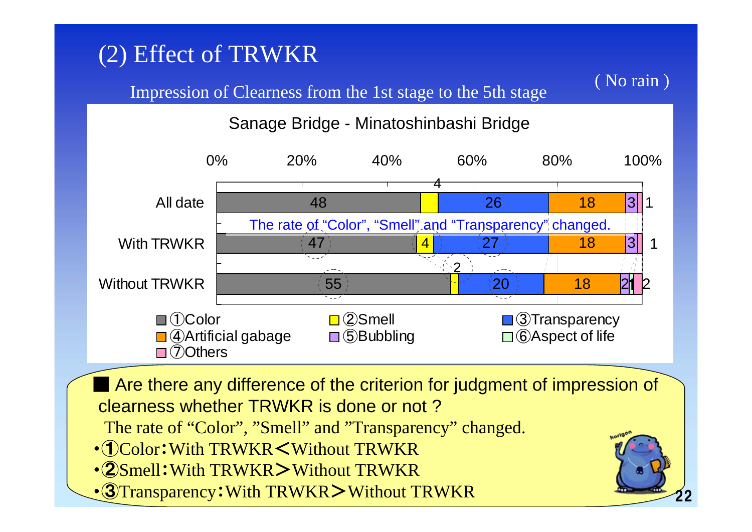# (2) Effect of TRWKR

Impression of Clearness from the 1st stage to the 5th stage ( No rain )

**Sanage Bridge - Minatoshinbashi Bridge**

| | ①Color | ②Smell | ③Transparency | ④Artificial gabage | ⑤Bubbling | ⑥Aspect of life | ⑦Others |
|---|---|---|---|---|---|---|---|
| All date | 48 | 4 | 26 | 18 | 3 | | 1 |
| With TRWKR | 47 | 4 | 27 | 18 | 3 | | 1 |
| Without TRWKR | 55 | 2 | 20 | 18 | 2 | 1 | 2 |

The rate of “Color”, “Smell” and “Transparency” changed.

■ Are there any difference of the criterion for judgment of impression of clearness whether TRWKR is done or not ?

The rate of “Color”, ”Smell” and ”Transparency” changed.

- ①Color：With TRWKR＜Without TRWKR
- ②Smell：With TRWKR＞Without TRWKR
- ③Transparency：With TRWKR＞Without TRWKR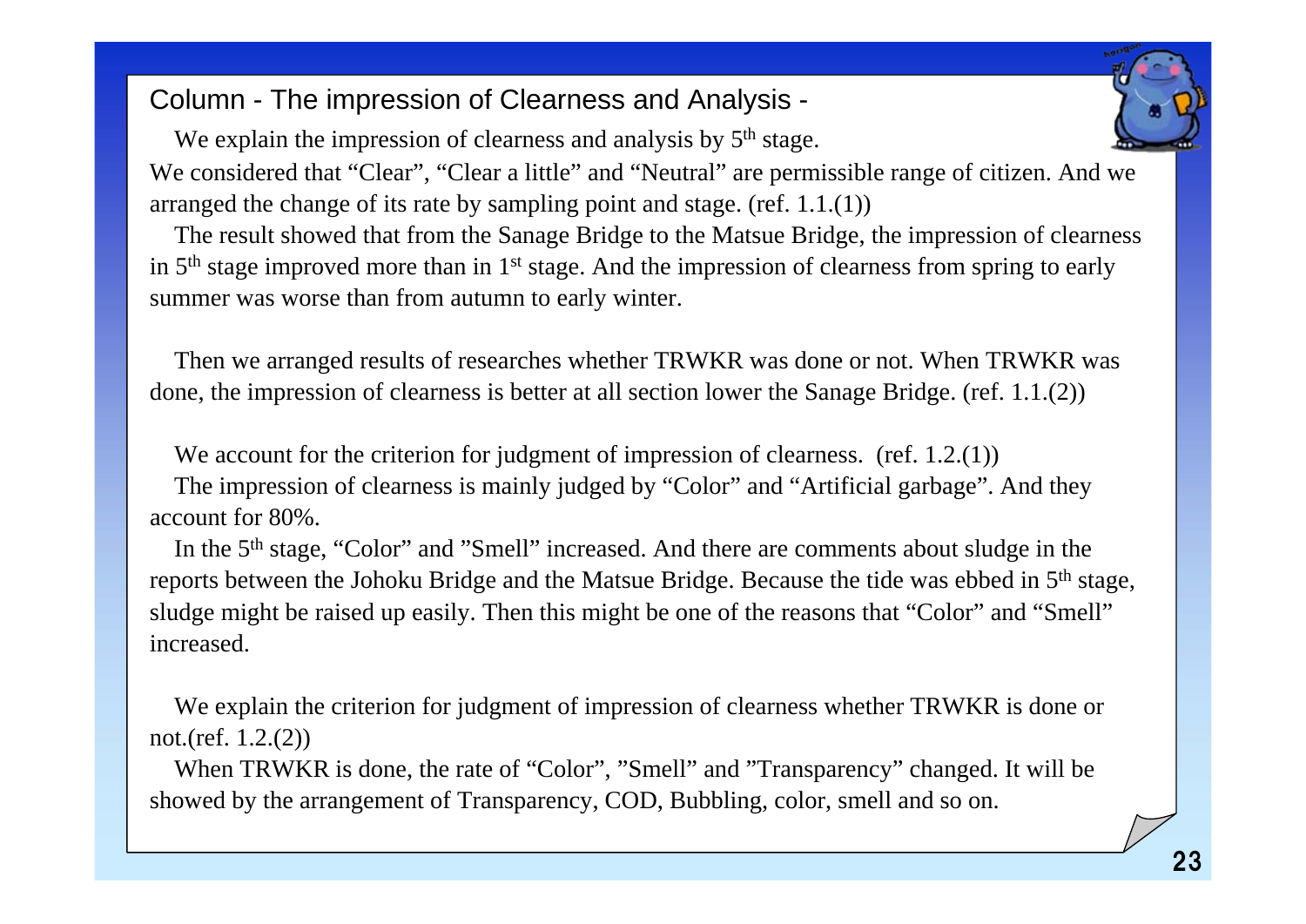## Column - The impression of Clearness and Analysis -

We explain the impression of clearness and analysis by 5th stage.
We considered that "Clear", "Clear a little" and "Neutral" are permissible range of citizen. And we arranged the change of its rate by sampling point and stage. (ref. 1.1.(1))

The result showed that from the Sanage Bridge to the Matsue Bridge, the impression of clearness in 5th stage improved more than in 1st stage. And the impression of clearness from spring to early summer was worse than from autumn to early winter.

Then we arranged results of researches whether TRWKR was done or not. When TRWKR was done, the impression of clearness is better at all section lower the Sanage Bridge. (ref. 1.1.(2))

We account for the criterion for judgment of impression of clearness. (ref. 1.2.(1))

The impression of clearness is mainly judged by "Color" and "Artificial garbage". And they account for 80%.

In the 5th stage, "Color" and "Smell" increased. And there are comments about sludge in the reports between the Johoku Bridge and the Matsue Bridge. Because the tide was ebbed in 5th stage, sludge might be raised up easily. Then this might be one of the reasons that "Color" and "Smell" increased.

We explain the criterion for judgment of impression of clearness whether TRWKR is done or not.(ref. 1.2.(2))

When TRWKR is done, the rate of "Color", "Smell" and "Transparency" changed. It will be showed by the arrangement of Transparency, COD, Bubbling, color, smell and so on.